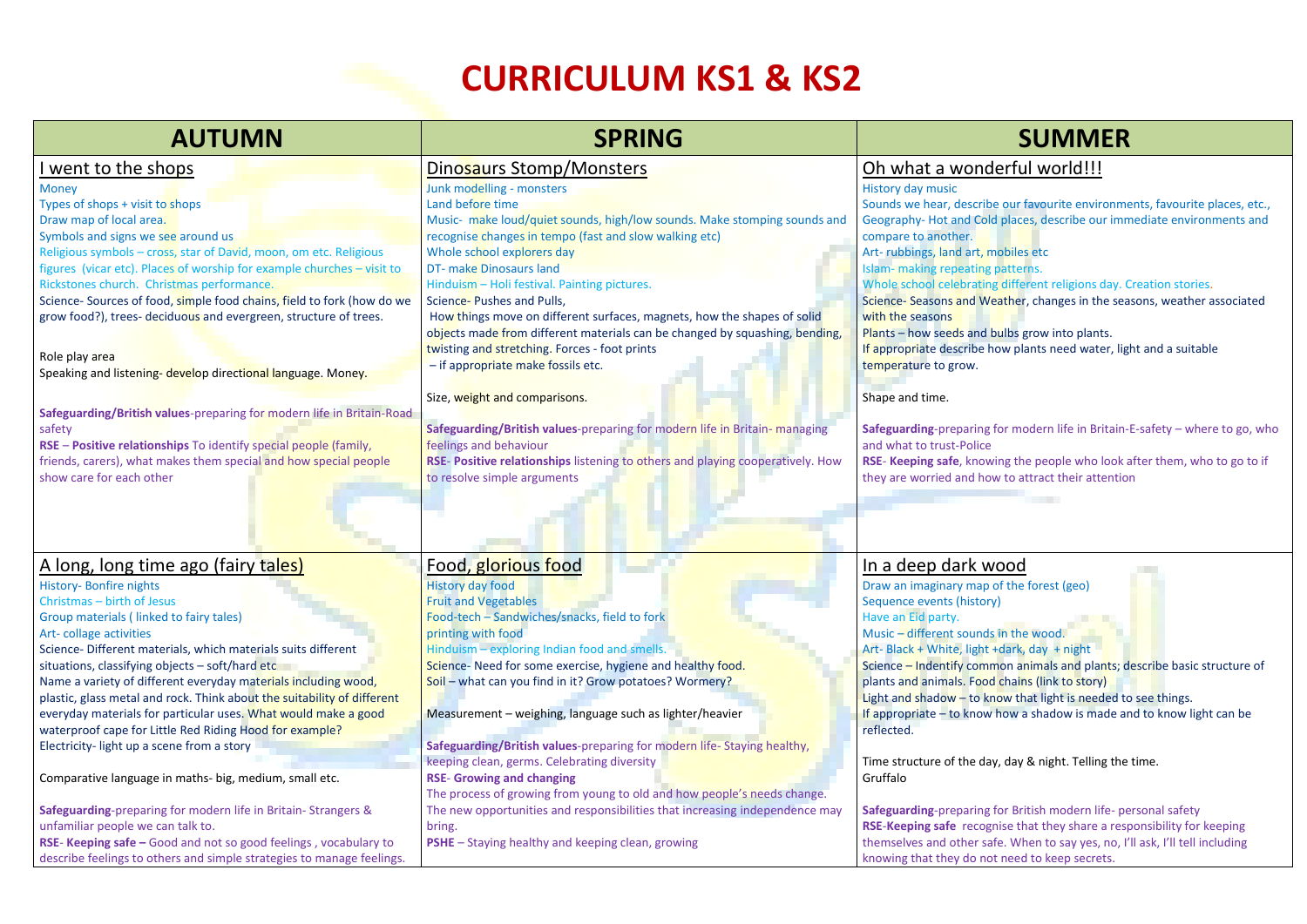# CURRICULUM KS1 & KS2

| AUTUMN | SPRING | SUMMER |
|---|---|---|
| <u>I went to the shops</u><br>Money<br>Types of shops + visit to shops<br>Draw map of local area.<br>Symbols and signs we see around us<br>Religious symbols – cross, star of David, moon, om etc. Religious figures (vicar etc). Places of worship for example churches – visit to Rickstones church. Christmas performance.<br>Science- Sources of food, simple food chains, field to fork (how do we grow food?), trees- deciduous and evergreen, structure of trees.<br><br>Role play area<br>Speaking and listening- develop directional language. Money.<br><br>**Safeguarding/British values**-preparing for modern life in Britain-Road safety<br>**RSE** – **Positive relationships** To identify special people (family, friends, carers), what makes them special and how special people show care for each other | <u>Dinosaurs Stomp/Monsters</u><br>Junk modelling - monsters<br>Land before time<br>Music- make loud/quiet sounds, high/low sounds. Make stomping sounds and recognise changes in tempo (fast and slow walking etc)<br>Whole school explorers day<br>DT- make Dinosaurs land<br>Hinduism – Holi festival. Painting pictures.<br>Science- Pushes and Pulls,<br>How things move on different surfaces, magnets, how the shapes of solid objects made from different materials can be changed by squashing, bending, twisting and stretching. Forces - foot prints<br>– if appropriate make fossils etc.<br><br>Size, weight and comparisons.<br><br>**Safeguarding/British values**-preparing for modern life in Britain- managing feelings and behaviour<br>**RSE**- **Positive relationships** listening to others and playing cooperatively. How to resolve simple arguments | <u>Oh what a wonderful world!!!</u><br>History day music<br>Sounds we hear, describe our favourite environments, favourite places, etc.,<br>Geography- Hot and Cold places, describe our immediate environments and compare to another.<br>Art- rubbings, land art, mobiles etc<br>Islam- making repeating patterns.<br>Whole school celebrating different religions day. Creation stories.<br>Science- Seasons and Weather, changes in the seasons, weather associated with the seasons<br>Plants – how seeds and bulbs grow into plants.<br>If appropriate describe how plants need water, light and a suitable temperature to grow.<br><br>Shape and time.<br><br>**Safeguarding**-preparing for modern life in Britain-E-safety – where to go, who and what to trust-Police<br>**RSE**- **Keeping safe**, knowing the people who look after them, who to go to if they are worried and how to attract their attention |
| <u>A long, long time ago (fairy tales)</u><br>History- Bonfire nights<br>Christmas – birth of Jesus<br>Group materials ( linked to fairy tales)<br>Art- collage activities<br>Science- Different materials, which materials suits different situations, classifying objects – soft/hard etc<br>Name a variety of different everyday materials including wood, plastic, glass metal and rock. Think about the suitability of different everyday materials for particular uses. What would make a good waterproof cape for Little Red Riding Hood for example?<br>Electricity- light up a scene from a story<br><br>Comparative language in maths- big, medium, small etc.<br><br>**Safeguarding**-preparing for modern life in Britain- Strangers & unfamiliar people we can talk to.<br>**RSE**- **Keeping safe –** Good and not so good feelings , vocabulary to describe feelings to others and simple strategies to manage feelings. | <u>Food, glorious food</u><br>History day food<br>Fruit and Vegetables<br>Food-tech – Sandwiches/snacks, field to fork<br>printing with food<br>Hinduism – exploring Indian food and smells.<br>Science- Need for some exercise, hygiene and healthy food.<br>Soil – what can you find in it? Grow potatoes? Wormery?<br><br>Measurement – weighing, language such as lighter/heavier<br><br>**Safeguarding/British values**-preparing for modern life- Staying healthy, keeping clean, germs. Celebrating diversity<br>**RSE**- **Growing and changing**<br>The process of growing from young to old and how people's needs change. The new opportunities and responsibilities that increasing independence may bring.<br>**PSHE** – Staying healthy and keeping clean, growing | <u>In a deep dark wood</u><br>Draw an imaginary map of the forest (geo)<br>Sequence events (history)<br>Have an Eid party.<br>Music – different sounds in the wood.<br>Art- Black + White, light +dark, day + night<br>Science – Indentify common animals and plants; describe basic structure of plants and animals. Food chains (link to story)<br>Light and shadow – to know that light is needed to see things.<br>If appropriate – to know how a shadow is made and to know light can be reflected.<br><br>Time structure of the day, day & night. Telling the time.<br>Gruffalo<br><br>**Safeguarding**-preparing for British modern life- personal safety<br>**RSE**-**Keeping safe** recognise that they share a responsibility for keeping themselves and other safe. When to say yes, no, I'll ask, I'll tell including knowing that they do not need to keep secrets. |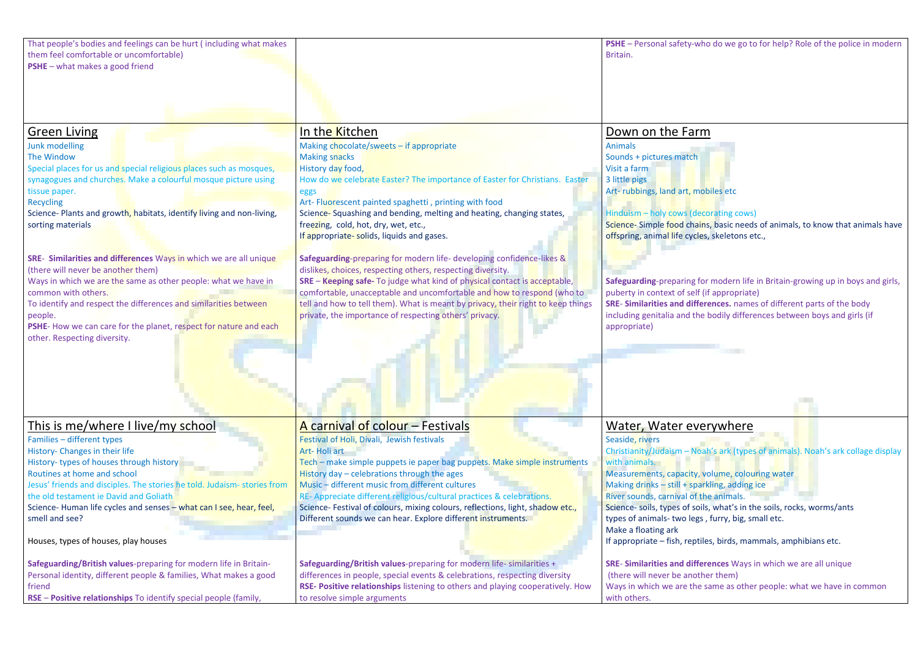| | | |
|---|---|---|
| That people's bodies and feelings can be hurt ( including what makes them feel comfortable or uncomfortable)<br>**PSHE** – what makes a good friend | | **PSHE** – Personal safety-who do we go to for help? Role of the police in modern Britain. |
| <u>Green Living</u><br>Junk modelling<br>The Window<br>Special places for us and special religious places such as mosques, synagogues and churches. Make a colourful mosque picture using tissue paper.<br>Recycling<br>Science- Plants and growth, habitats, identify living and non-living, sorting materials<br><br>**SRE- Similarities and differences** Ways in which we are all unique (there will never be another them)<br>Ways in which we are the same as other people: what we have in common with others.<br>To identify and respect the differences and similarities between people.<br>**PSHE**- How we can care for the planet, respect for nature and each other. Respecting diversity. | <u>In the Kitchen</u><br>Making chocolate/sweets – if appropriate<br>Making snacks<br>History day food,<br>How do we celebrate Easter? The importance of Easter for Christians. Easter eggs<br>Art- Fluorescent painted spaghetti , printing with food<br>Science- Squashing and bending, melting and heating, changing states, freezing, cold, hot, dry, wet, etc.,<br>If appropriate- solids, liquids and gases.<br><br>**Safeguarding**-preparing for modern life- developing confidence-likes & dislikes, choices, respecting others, respecting diversity.<br>**SRE** – **Keeping safe-** To judge what kind of physical contact is acceptable, comfortable, unacceptable and uncomfortable and how to respond (who to tell and how to tell them). What is meant by privacy, their right to keep things private, the importance of respecting others' privacy. | <u>Down on the Farm</u><br>Animals<br>Sounds + pictures match<br>Visit a farm<br>3 little pigs<br>Art- rubbings, land art, mobiles etc<br><br>Hinduism – holy cows (decorating cows)<br>Science- Simple food chains, basic needs of animals, to know that animals have offspring, animal life cycles, skeletons etc.,<br><br>**Safeguarding**-preparing for modern life in Britain-growing up in boys and girls, puberty in context of self (if appropriate)<br>**SRE- Similarities and differences.** names of different parts of the body including genitalia and the bodily differences between boys and girls (if appropriate) |
| <u>This is me/where I live/my school</u><br>Families – different types<br>History- Changes in their life<br>History- types of houses through history<br>Routines at home and school<br>Jesus' friends and disciples. The stories he told. Judaism- stories from the old testament ie David and Goliath<br>Science- Human life cycles and senses – what can I see, hear, feel, smell and see?<br><br>Houses, types of houses, play houses<br><br>**Safeguarding/British values**-preparing for modern life in Britain-Personal identity, different people & families, What makes a good friend<br>**RSE** – **Positive relationships** To identify special people (family, | <u>A carnival of colour – Festivals</u><br>Festival of Holi, Divali, Jewish festivals<br>Art- Holi art<br>Tech – make simple puppets ie paper bag puppets. Make simple instruments<br>History day – celebrations through the ages<br>Music – different music from different cultures<br>RE- Appreciate different religious/cultural practices & celebrations.<br>Science- Festival of colours, mixing colours, reflections, light, shadow etc., Different sounds we can hear. Explore different instruments.<br><br>**Safeguarding/British values**-preparing for modern life- similarities + differences in people, special events & celebrations, respecting diversity<br>**RSE- Positive relationships** listening to others and playing cooperatively. How to resolve simple arguments | <u>Water, Water everywhere</u><br>Seaside, rivers<br>Christianity/Judaism – Noah's ark (types of animals). Noah's ark collage display with animals.<br>Measurements, capacity, volume, colouring water<br>Making drinks – still + sparkling, adding ice<br>River sounds, carnival of the animals.<br>Science- soils, types of soils, what's in the soils, rocks, worms/ants<br>types of animals- two legs , furry, big, small etc.<br>Make a floating ark<br>If appropriate – fish, reptiles, birds, mammals, amphibians etc.<br><br>**SRE- Similarities and differences** Ways in which we are all unique (there will never be another them)<br>Ways in which we are the same as other people: what we have in common with others. |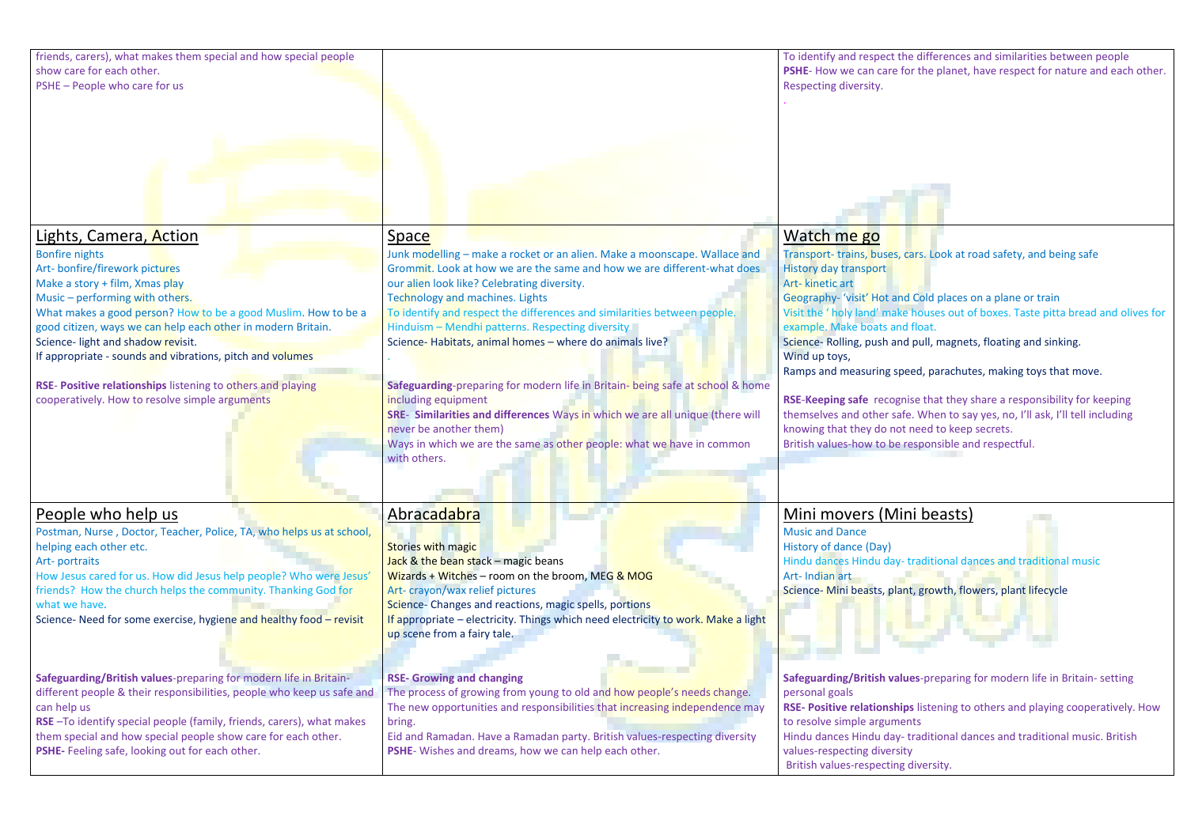| | | |
|---|---|---|
| friends, carers), what makes them special and how special people show care for each other.<br>PSHE – People who care for us | | To identify and respect the differences and similarities between people<br>**PSHE**- How we can care for the planet, have respect for nature and each other. Respecting diversity.<br>. |
| <u>Lights, Camera, Action</u><br>Bonfire nights<br>Art- bonfire/firework pictures<br>Make a story + film, Xmas play<br>Music – performing with others.<br>What makes a good person? How to be a good Muslim. How to be a good citizen, ways we can help each other in modern Britain.<br>Science- light and shadow revisit.<br>If appropriate - sounds and vibrations, pitch and volumes<br><br>**RSE**- **Positive relationships** listening to others and playing cooperatively. How to resolve simple arguments | <u>Space</u><br>Junk modelling – make a rocket or an alien. Make a moonscape. Wallace and Grommit. Look at how we are the same and how we are different-what does our alien look like? Celebrating diversity.<br>Technology and machines. Lights<br>To identify and respect the differences and similarities between people.<br>Hinduism – Mendhi patterns. Respecting diversity<br>Science- Habitats, animal homes – where do animals live?<br>.<br><br>**Safeguarding**-preparing for modern life in Britain- being safe at school & home including equipment<br>**SRE**- **Similarities and differences** Ways in which we are all unique (there will never be another them)<br>Ways in which we are the same as other people: what we have in common with others. | <u>Watch me go</u><br>Transport- trains, buses, cars. Look at road safety, and being safe<br>History day transport<br>Art- kinetic art<br>Geography- 'visit' Hot and Cold places on a plane or train<br>Visit the ' holy land' make houses out of boxes. Taste pitta bread and olives for example. Make boats and float.<br>Science- Rolling, push and pull, magnets, floating and sinking.<br>Wind up toys,<br>Ramps and measuring speed, parachutes, making toys that move.<br><br>**RSE**-**Keeping safe** recognise that they share a responsibility for keeping themselves and other safe. When to say yes, no, I'll ask, I'll tell including knowing that they do not need to keep secrets.<br>British values-how to be responsible and respectful. |
| <u>People who help us</u><br>Postman, Nurse , Doctor, Teacher, Police, TA, who helps us at school, helping each other etc.<br>Art- portraits<br>How Jesus cared for us. How did Jesus help people? Who were Jesus' friends? How the church helps the community. Thanking God for what we have.<br>Science- Need for some exercise, hygiene and healthy food – revisit<br><br>**Safeguarding/British values**-preparing for modern life in Britain- different people & their responsibilities, people who keep us safe and can help us<br>**RSE** –To identify special people (family, friends, carers), what makes them special and how special people show care for each other.<br>**PSHE**- Feeling safe, looking out for each other. | <u>Abracadabra</u><br><br>Stories with magic<br>Jack & the bean stack – magic beans<br>Wizards + Witches – room on the broom, MEG & MOG<br>Art- crayon/wax relief pictures<br>Science- Changes and reactions, magic spells, portions<br>If appropriate – electricity. Things which need electricity to work. Make a light up scene from a fairy tale.<br><br>**RSE- Growing and changing**<br>The process of growing from young to old and how people's needs change.<br>The new opportunities and responsibilities that increasing independence may bring.<br>Eid and Ramadan. Have a Ramadan party. British values-respecting diversity<br>**PSHE**- Wishes and dreams, how we can help each other. | <u>Mini movers (Mini beasts)</u><br>Music and Dance<br>History of dance (Day)<br>Hindu dances Hindu day- traditional dances and traditional music<br>Art- Indian art<br>Science- Mini beasts, plant, growth, flowers, plant lifecycle<br><br>**Safeguarding/British values**-preparing for modern life in Britain- setting personal goals<br>**RSE- Positive relationships** listening to others and playing cooperatively. How to resolve simple arguments<br>Hindu dances Hindu day- traditional dances and traditional music. British values-respecting diversity<br>British values-respecting diversity. |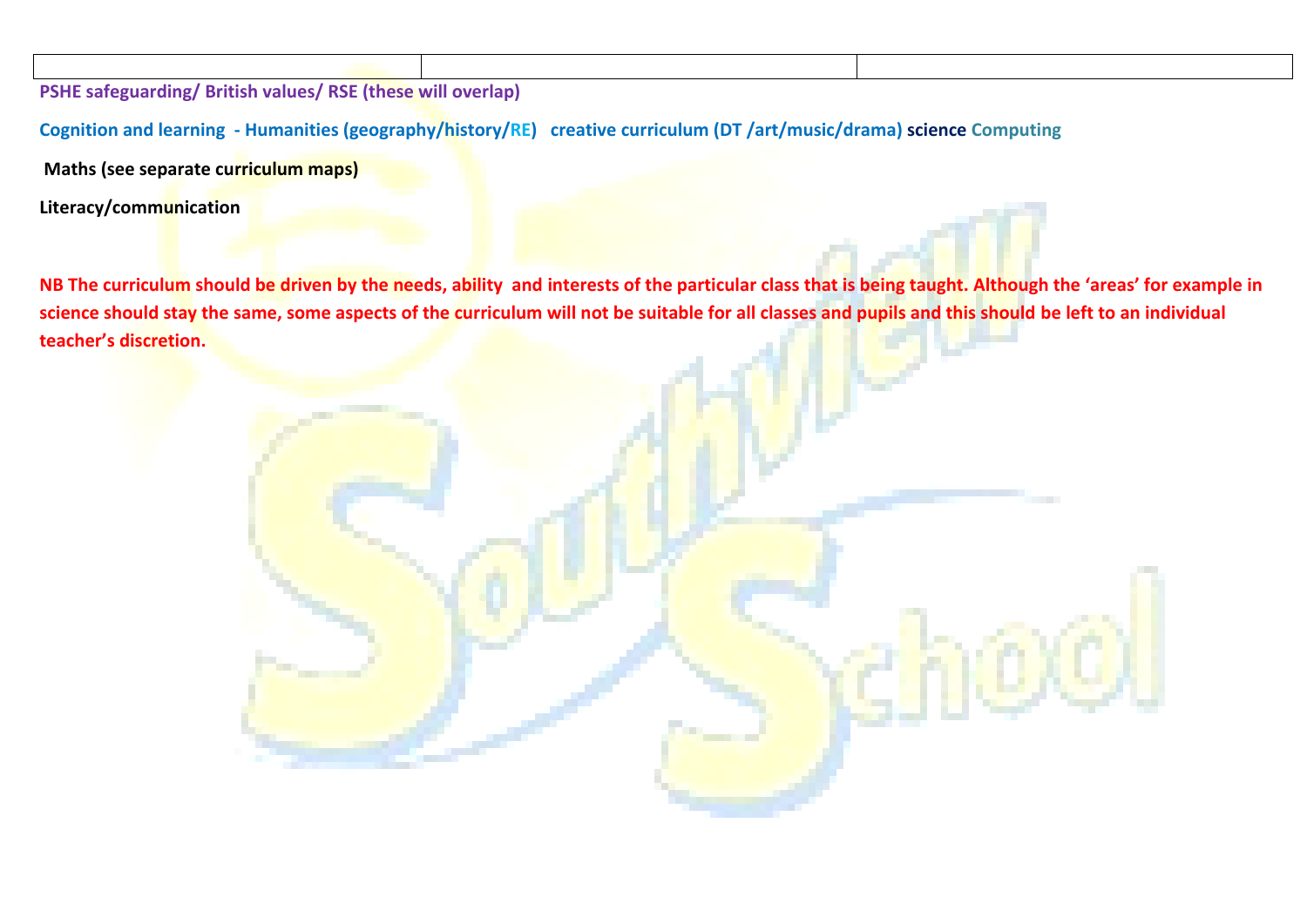| | | |
|---|---|---|
| | | |

**PSHE safeguarding/ British values/ RSE (these will overlap)**

**Cognition and learning - Humanities (geography/history/RE) creative curriculum (DT /art/music/drama) science Computing**

**Maths (see separate curriculum maps)**

**Literacy/communication**

**NB The curriculum should be driven by the needs, ability and interests of the particular class that is being taught. Although the 'areas' for example in science should stay the same, some aspects of the curriculum will not be suitable for all classes and pupils and this should be left to an individual teacher's discretion.**